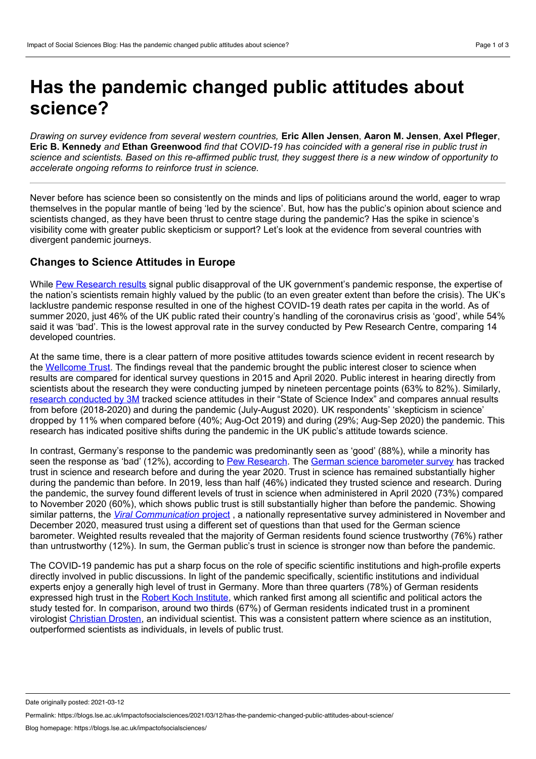# Has the pandemic changed public attitudes about science?

*Drawing on survey evidence from several western countries,* **Eric Allen Jensen**, **Aaron M. Jensen**, **Axel Pfleger**, **Eric B. Kennedy** *and* **Ethan Greenwood** *find that COVID-19 has coincided with a general rise in public trust in science and scientists. Based on this re-affirmed public trust, they suggest there is a new window of opportunity to accelerate ongoing reforms to reinforce trust in science.*

---

Never before has science been so consistently on the minds and lips of politicians around the world, eager to wrap themselves in the popular mantle of being 'led by the science'. But, how has the public's opinion about science and scientists changed, as they have been thrust to centre stage during the pandemic? Has the spike in science's visibility come with greater public skepticism or support? Let's look at the evidence from several countries with divergent pandemic journeys.

## Changes to Science Attitudes in Europe

While Pew Research results signal public disapproval of the UK government's pandemic response, the expertise of the nation's scientists remain highly valued by the public (to an even greater extent than before the crisis). The UK's lacklustre pandemic response resulted in one of the highest COVID-19 death rates per capita in the world. As of summer 2020, just 46% of the UK public rated their country's handling of the coronavirus crisis as 'good', while 54% said it was 'bad'. This is the lowest approval rate in the survey conducted by Pew Research Centre, comparing 14 developed countries.

At the same time, there is a clear pattern of more positive attitudes towards science evident in recent research by the Wellcome Trust. The findings reveal that the pandemic brought the public interest closer to science when results are compared for identical survey questions in 2015 and April 2020. Public interest in hearing directly from scientists about the research they were conducting jumped by nineteen percentage points (63% to 82%). Similarly, research conducted by 3M tracked science attitudes in their "State of Science Index" and compares annual results from before (2018-2020) and during the pandemic (July-August 2020). UK respondents' 'skepticism in science' dropped by 11% when compared before (40%; Aug-Oct 2019) and during (29%; Aug-Sep 2020) the pandemic. This research has indicated positive shifts during the pandemic in the UK public's attitude towards science.

In contrast, Germany's response to the pandemic was predominantly seen as 'good' (88%), while a minority has seen the response as 'bad' (12%), according to Pew Research. The German science barometer survey has tracked trust in science and research before and during the year 2020. Trust in science has remained substantially higher during the pandemic than before. In 2019, less than half (46%) indicated they trusted science and research. During the pandemic, the survey found different levels of trust in science when administered in April 2020 (73%) compared to November 2020 (60%), which shows public trust is still substantially higher than before the pandemic. Showing similar patterns, the *Viral Communication* project , a nationally representative survey administered in November and December 2020, measured trust using a different set of questions than that used for the German science barometer. Weighted results revealed that the majority of German residents found science trustworthy (76%) rather than untrustworthy (12%). In sum, the German public's trust in science is stronger now than before the pandemic.

The COVID-19 pandemic has put a sharp focus on the role of specific scientific institutions and high-profile experts directly involved in public discussions. In light of the pandemic specifically, scientific institutions and individual experts enjoy a generally high level of trust in Germany. More than three quarters (78%) of German residents expressed high trust in the Robert Koch Institute, which ranked first among all scientific and political actors the study tested for. In comparison, around two thirds (67%) of German residents indicated trust in a prominent virologist Christian Drosten, an individual scientist. This was a consistent pattern where science as an institution, outperformed scientists as individuals, in levels of public trust.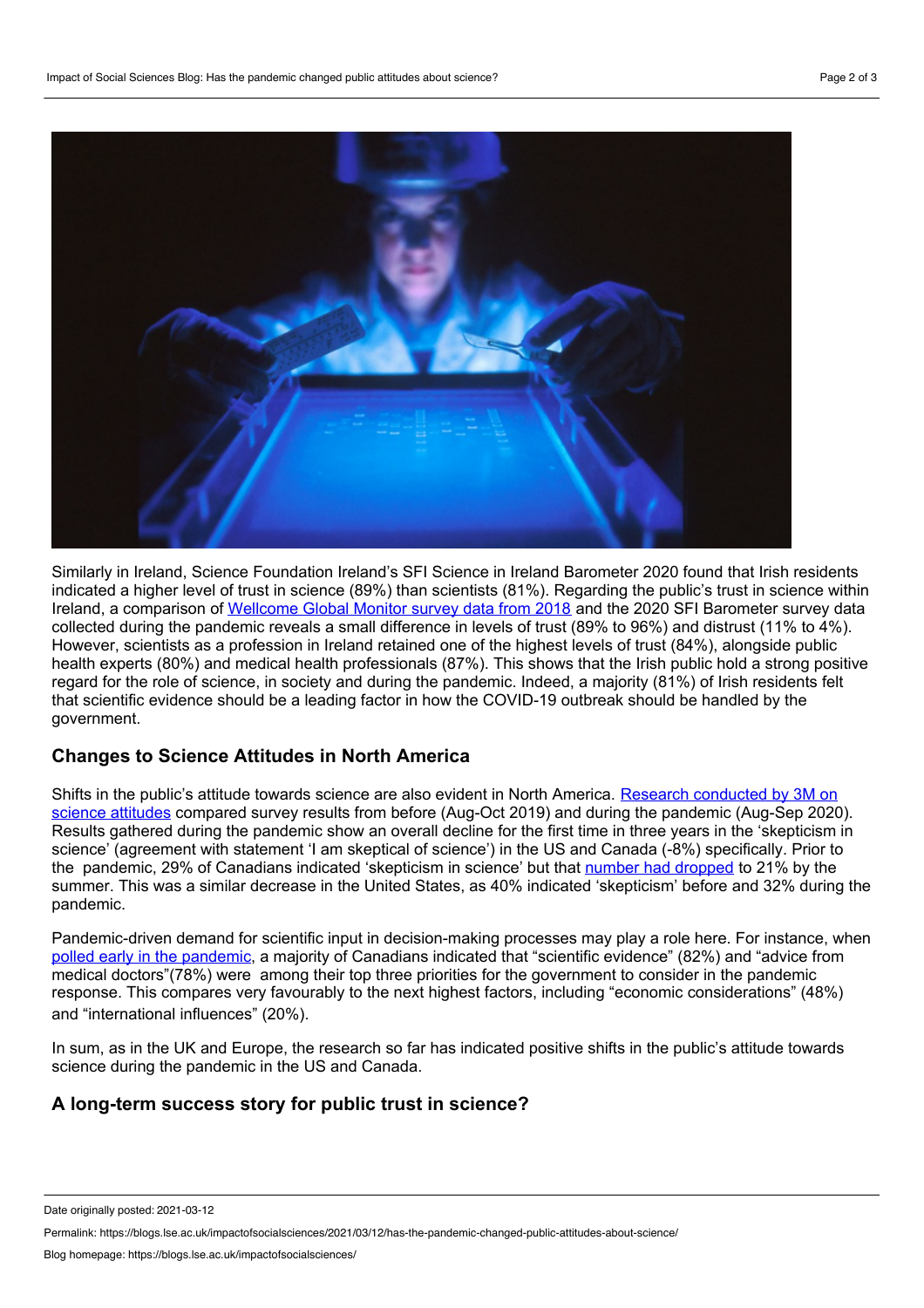Similarly in Ireland, Science Foundation Ireland's SFI Science in Ireland Barometer 2020 found that Irish residents indicated a higher level of trust in science (89%) than scientists (81%). Regarding the public's trust in science within Ireland, a comparison of Wellcome Global Monitor survey data from 2018 and the 2020 SFI Barometer survey data collected during the pandemic reveals a small difference in levels of trust (89% to 96%) and distrust (11% to 4%). However, scientists as a profession in Ireland retained one of the highest levels of trust (84%), alongside public health experts (80%) and medical health professionals (87%). This shows that the Irish public hold a strong positive regard for the role of science, in society and during the pandemic. Indeed, a majority (81%) of Irish residents felt that scientific evidence should be a leading factor in how the COVID-19 outbreak should be handled by the government.

## Changes to Science Attitudes in North America

Shifts in the public's attitude towards science are also evident in North America. Research conducted by 3M on science attitudes compared survey results from before (Aug-Oct 2019) and during the pandemic (Aug-Sep 2020). Results gathered during the pandemic show an overall decline for the first time in three years in the 'skepticism in science' (agreement with statement 'I am skeptical of science') in the US and Canada (-8%) specifically. Prior to the pandemic, 29% of Canadians indicated 'skepticism in science' but that number had dropped to 21% by the summer. This was a similar decrease in the United States, as 40% indicated 'skepticism' before and 32% during the pandemic.

Pandemic-driven demand for scientific input in decision-making processes may play a role here. For instance, when polled early in the pandemic, a majority of Canadians indicated that "scientific evidence" (82%) and "advice from medical doctors"(78%) were among their top three priorities for the government to consider in the pandemic response. This compares very favourably to the next highest factors, including "economic considerations" (48%) and "international influences" (20%).

In sum, as in the UK and Europe, the research so far has indicated positive shifts in the public's attitude towards science during the pandemic in the US and Canada.

## A long-term success story for public trust in science?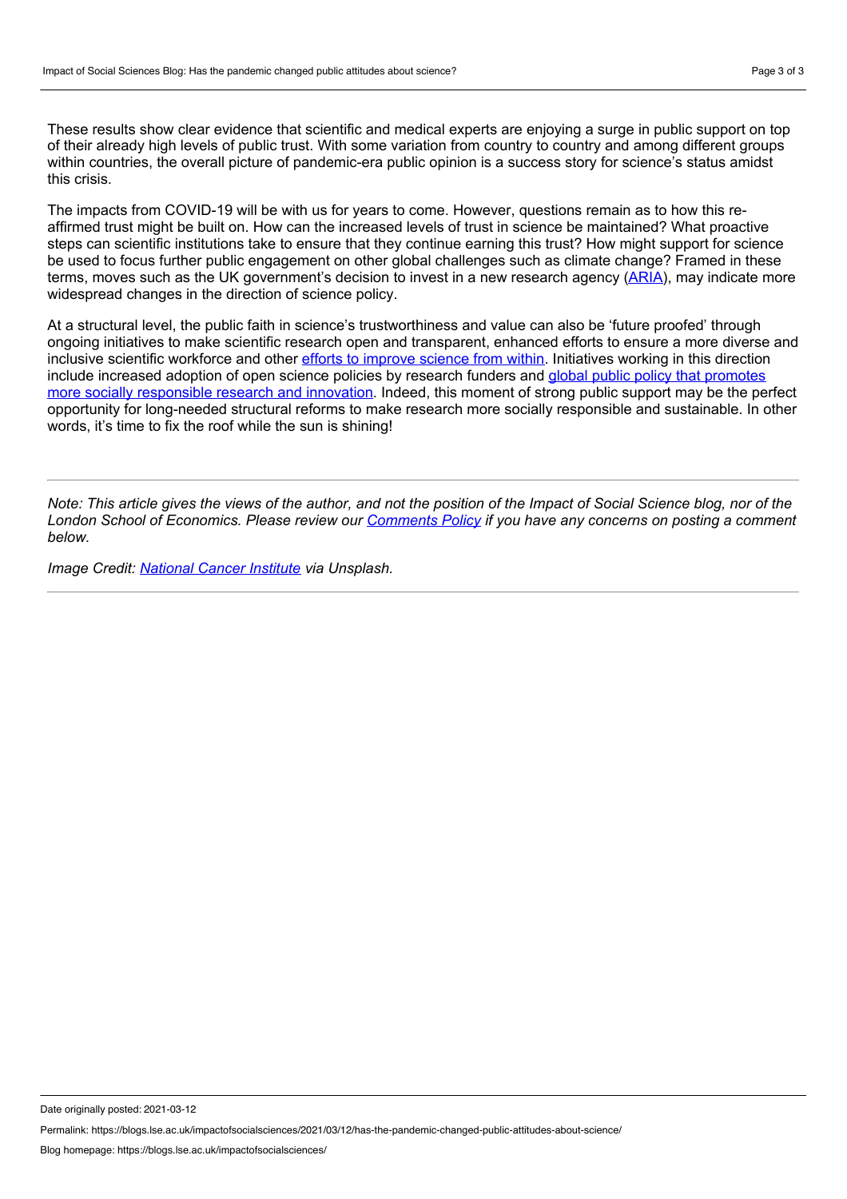These results show clear evidence that scientific and medical experts are enjoying a surge in public support on top of their already high levels of public trust. With some variation from country to country and among different groups within countries, the overall picture of pandemic-era public opinion is a success story for science's status amidst this crisis.

The impacts from COVID-19 will be with us for years to come. However, questions remain as to how this re-affirmed trust might be built on. How can the increased levels of trust in science be maintained? What proactive steps can scientific institutions take to ensure that they continue earning this trust? How might support for science be used to focus further public engagement on other global challenges such as climate change? Framed in these terms, moves such as the UK government's decision to invest in a new research agency (ARIA), may indicate more widespread changes in the direction of science policy.

At a structural level, the public faith in science's trustworthiness and value can also be 'future proofed' through ongoing initiatives to make scientific research open and transparent, enhanced efforts to ensure a more diverse and inclusive scientific workforce and other efforts to improve science from within. Initiatives working in this direction include increased adoption of open science policies by research funders and global public policy that promotes more socially responsible research and innovation. Indeed, this moment of strong public support may be the perfect opportunity for long-needed structural reforms to make research more socially responsible and sustainable. In other words, it's time to fix the roof while the sun is shining!

---

*Note: This article gives the views of the author, and not the position of the Impact of Social Science blog, nor of the London School of Economics. Please review our Comments Policy if you have any concerns on posting a comment below.*

*Image Credit: National Cancer Institute via Unsplash.*

---

Date originally posted: 2021-03-12

Permalink: https://blogs.lse.ac.uk/impactofsocialsciences/2021/03/12/has-the-pandemic-changed-public-attitudes-about-science/

Blog homepage: https://blogs.lse.ac.uk/impactofsocialsciences/